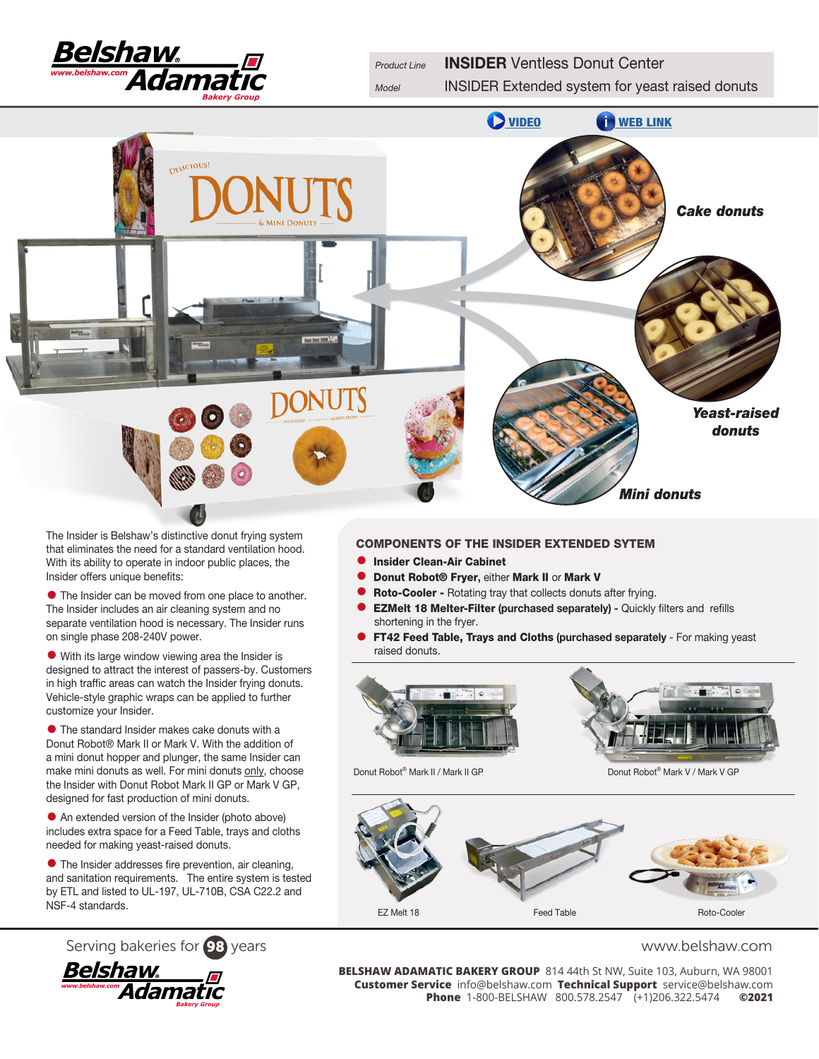Product Line **INSIDER** Ventless Donut Center

Model INSIDER Extended system for yeast raised donuts

VIDEO WEB LINK

*Cake donuts*

*Yeast-raised donuts*

*Mini donuts*

The Insider is Belshaw's distinctive donut frying system that eliminates the need for a standard ventilation hood. With its ability to operate in indoor public places, the Insider offers unique benefits:

- The Insider can be moved from one place to another. The Insider includes an air cleaning system and no separate ventilation hood is necessary. The Insider runs on single phase 208-240V power.
- With its large window viewing area the Insider is designed to attract the interest of passers-by. Customers in high traffic areas can watch the Insider frying donuts. Vehicle-style graphic wraps can be applied to further customize your Insider.
- The standard Insider makes cake donuts with a Donut Robot® Mark II or Mark V. With the addition of a mini donut hopper and plunger, the same Insider can make mini donuts as well. For mini donuts only, choose the Insider with Donut Robot Mark II GP or Mark V GP, designed for fast production of mini donuts.
- An extended version of the Insider (photo above) includes extra space for a Feed Table, trays and cloths needed for making yeast-raised donuts.
- The Insider addresses fire prevention, air cleaning, and sanitation requirements. The entire system is tested by ETL and listed to UL-197, UL-710B, CSA C22.2 and NSF-4 standards.

## COMPONENTS OF THE INSIDER EXTENDED SYTEM

- **Insider Clean-Air Cabinet**
- **Donut Robot® Fryer,** either **Mark II** or **Mark V**
- **Roto-Cooler -** Rotating tray that collects donuts after frying.
- **EZMelt 18 Melter-Filter (purchased separately) -** Quickly filters and refills shortening in the fryer.
- **FT42 Feed Table, Trays and Cloths (purchased separately** - For making yeast raised donuts.

Donut Robot® Mark II / Mark II GP

Donut Robot® Mark V / Mark V GP

EZ Melt 18

Feed Table

Roto-Cooler

Serving bakeries for 98 years

www.belshaw.com

**BELSHAW ADAMATIC BAKERY GROUP** 814 44th St NW, Suite 103, Auburn, WA 98001
**Customer Service** info@belshaw.com **Technical Support** service@belshaw.com
**Phone** 1-800-BELSHAW 800.578.2547 (+1)206.322.5474 **©2021**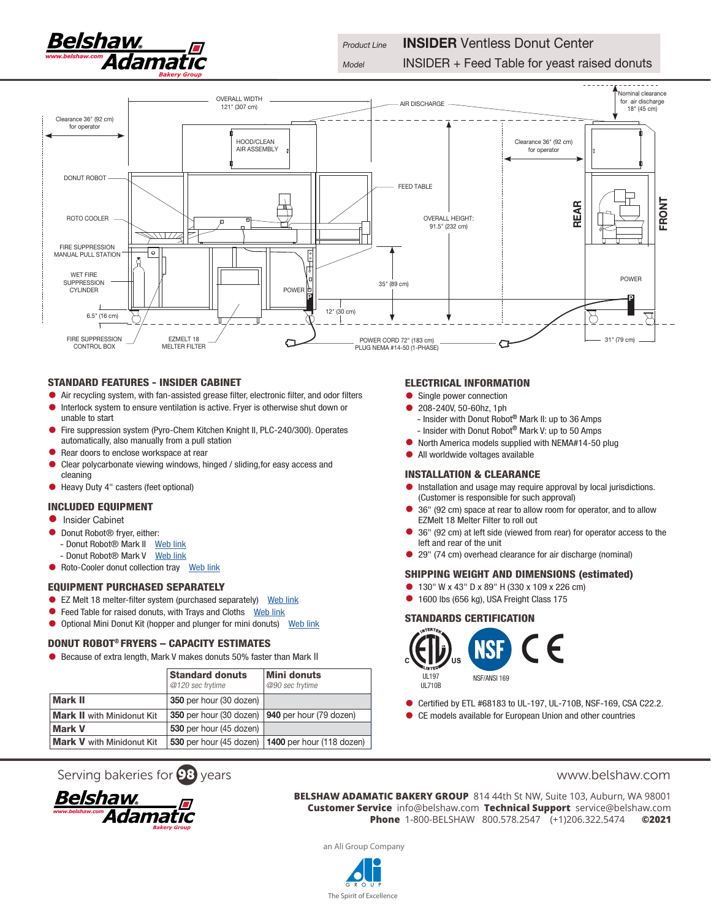Product Line **INSIDER** Ventless Donut Center

Model INSIDER + Feed Table for yeast raised donuts

OVERALL WIDTH
121" (307 cm)

Clearance 36" (92 cm)
for operator

AIR DISCHARGE

Nominal clearance
for air discharge
18" (45 cm)

HOOD/CLEAN
AIR ASSEMBLY

Clearance 36" (92 cm)
for operator

DONUT ROBOT

FEED TABLE

ROTO COOLER

OVERALL HEIGHT:
91.5" (232 cm)

REAR

FRONT

FIRE SUPPRESSION
MANUAL PULL STATION

WET FIRE
SUPPRESSION
CYLINDER

POWER

35" (89 cm)

POWER

12" (30 cm)

6.5" (16 cm)

FIRE SUPPRESSION
CONTROL BOX

EZMELT 18
MELTER FILTER

POWER CORD 72" (183 cm)
PLUG NEMA #14-50 (1-PHASE)

31" (79 cm)

## STANDARD FEATURES - INSIDER CABINET

- Air recycling system, with fan-assisted grease filter, electronic filter, and odor filters
- Interlock system to ensure ventilation is active. Fryer is otherwise shut down or unable to start
- Fire suppression system (Pyro-Chem Kitchen Knight II, PLC-240/300). Operates automatically, also manually from a pull station
- Rear doors to enclose workspace at rear
- Clear polycarbonate viewing windows, hinged / sliding,for easy access and cleaning
- Heavy Duty 4" casters (feet optional)

## INCLUDED EQUIPMENT

- Insider Cabinet
- Donut Robot® fryer, either:
  - Donut Robot® Mark II Web link
  - Donut Robot® Mark V Web link
- Roto-Cooler donut collection tray Web link

## EQUIPMENT PURCHASED SEPARATELY

- EZ Melt 18 melter-filter system (purchased separately) Web link
- Feed Table for raised donuts, with Trays and Cloths Web link
- Optional Mini Donut Kit (hopper and plunger for mini donuts) Web link

## DONUT ROBOT® FRYERS – CAPACITY ESTIMATES

- Because of extra length, Mark V makes donuts 50% faster than Mark II

| | **Standard donuts** *@120 sec frytime* | **Mini donuts** *@90 sec frytime* |
|---|---|---|
| **Mark II** | **350** per hour (30 dozen) | |
| **Mark II** with Minidonut Kit | **350** per hour (30 dozen) | **940** per hour (79 dozen) |
| **Mark V** | **530** per hour (45 dozen) | |
| **Mark V** with Minidonut Kit | **530** per hour (45 dozen) | **1400** per hour (118 dozen) |

## ELECTRICAL INFORMATION

- Single power connection
- 208-240V, 50-60hz, 1ph
  - Insider with Donut Robot® Mark II: up to 36 Amps
  - Insider with Donut Robot® Mark V: up to 50 Amps
- North America models supplied with NEMA#14-50 plug
- All worldwide voltages available

## INSTALLATION & CLEARANCE

- Installation and usage may require approval by local jurisdictions. (Customer is responsible for such approval)
- 36" (92 cm) space at rear to allow room for operator, and to allow EZMelt 18 Melter Filter to roll out
- 36" (92 cm) at left side (viewed from rear) for operator access to the left and rear of the unit
- 29" (74 cm) overhead clearance for air discharge (nominal)

## SHIPPING WEIGHT AND DIMENSIONS (estimated)

- 130" W x 43" D x 89" H (330 x 109 x 226 cm)
- 1600 lbs (656 kg), USA Freight Class 175

## STANDARDS CERTIFICATION

UL197
UL710B

NSF/ANSI 169

- Certified by ETL #68183 to UL-197, UL-710B, NSF-169, CSA C22.2.
- CE models available for European Union and other countries

Serving bakeries for 98 years

www.belshaw.com

**BELSHAW ADAMATIC BAKERY GROUP** 814 44th St NW, Suite 103, Auburn, WA 98001
**Customer Service** info@belshaw.com **Technical Support** service@belshaw.com
**Phone** 1-800-BELSHAW 800.578.2547 (+1)206.322.5474 **©2021**

an Ali Group Company

The Spirit of Excellence